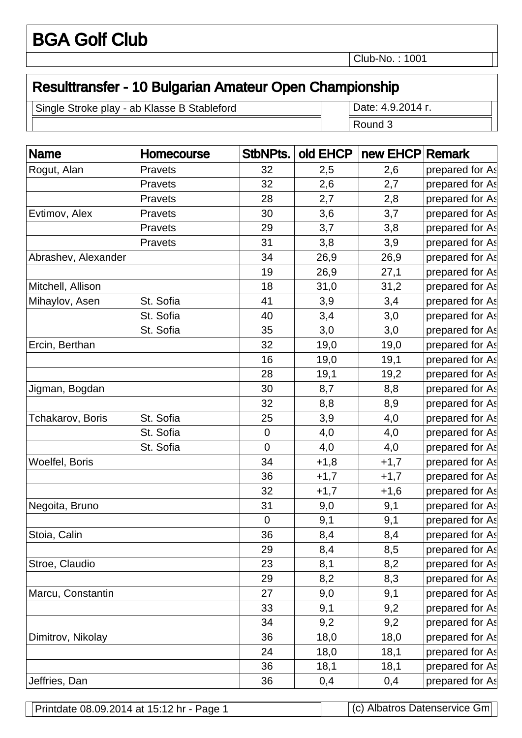# BGA Golf Club

Club-No. : 1001

## Resulttransfer - 10 Bulgarian Amateur Open Championship

Single Stroke play - ab Klasse B Stableford

Date: 4.9.2014 г.

Round 3

| Name | Homecourse | StbNPts. | old EHCP | new EHCP | Remark |
|---|---|---|---|---|---|
| Rogut, Alan | Pravets | 32 | 2,5 | 2,6 | prepared for As |
| | Pravets | 32 | 2,6 | 2,7 | prepared for As |
| | Pravets | 28 | 2,7 | 2,8 | prepared for As |
| Evtimov, Alex | Pravets | 30 | 3,6 | 3,7 | prepared for As |
| | Pravets | 29 | 3,7 | 3,8 | prepared for As |
| | Pravets | 31 | 3,8 | 3,9 | prepared for As |
| Abrashev, Alexander | | 34 | 26,9 | 26,9 | prepared for As |
| | | 19 | 26,9 | 27,1 | prepared for As |
| Mitchell, Allison | | 18 | 31,0 | 31,2 | prepared for As |
| Mihaylov, Asen | St. Sofia | 41 | 3,9 | 3,4 | prepared for As |
| | St. Sofia | 40 | 3,4 | 3,0 | prepared for As |
| | St. Sofia | 35 | 3,0 | 3,0 | prepared for As |
| Ercin, Berthan | | 32 | 19,0 | 19,0 | prepared for As |
| | | 16 | 19,0 | 19,1 | prepared for As |
| | | 28 | 19,1 | 19,2 | prepared for As |
| Jigman, Bogdan | | 30 | 8,7 | 8,8 | prepared for As |
| | | 32 | 8,8 | 8,9 | prepared for As |
| Tchakarov, Boris | St. Sofia | 25 | 3,9 | 4,0 | prepared for As |
| | St. Sofia | 0 | 4,0 | 4,0 | prepared for As |
| | St. Sofia | 0 | 4,0 | 4,0 | prepared for As |
| Woelfel, Boris | | 34 | +1,8 | +1,7 | prepared for As |
| | | 36 | +1,7 | +1,7 | prepared for As |
| | | 32 | +1,7 | +1,6 | prepared for As |
| Negoita, Bruno | | 31 | 9,0 | 9,1 | prepared for As |
| | | 0 | 9,1 | 9,1 | prepared for As |
| Stoia, Calin | | 36 | 8,4 | 8,4 | prepared for As |
| | | 29 | 8,4 | 8,5 | prepared for As |
| Stroe, Claudio | | 23 | 8,1 | 8,2 | prepared for As |
| | | 29 | 8,2 | 8,3 | prepared for As |
| Marcu, Constantin | | 27 | 9,0 | 9,1 | prepared for As |
| | | 33 | 9,1 | 9,2 | prepared for As |
| | | 34 | 9,2 | 9,2 | prepared for As |
| Dimitrov, Nikolay | | 36 | 18,0 | 18,0 | prepared for As |
| | | 24 | 18,0 | 18,1 | prepared for As |
| | | 36 | 18,1 | 18,1 | prepared for As |
| Jeffries, Dan | | 36 | 0,4 | 0,4 | prepared for As |

Printdate 08.09.2014 at 15:12 hr - Page 1

(c) Albatros Datenservice Gm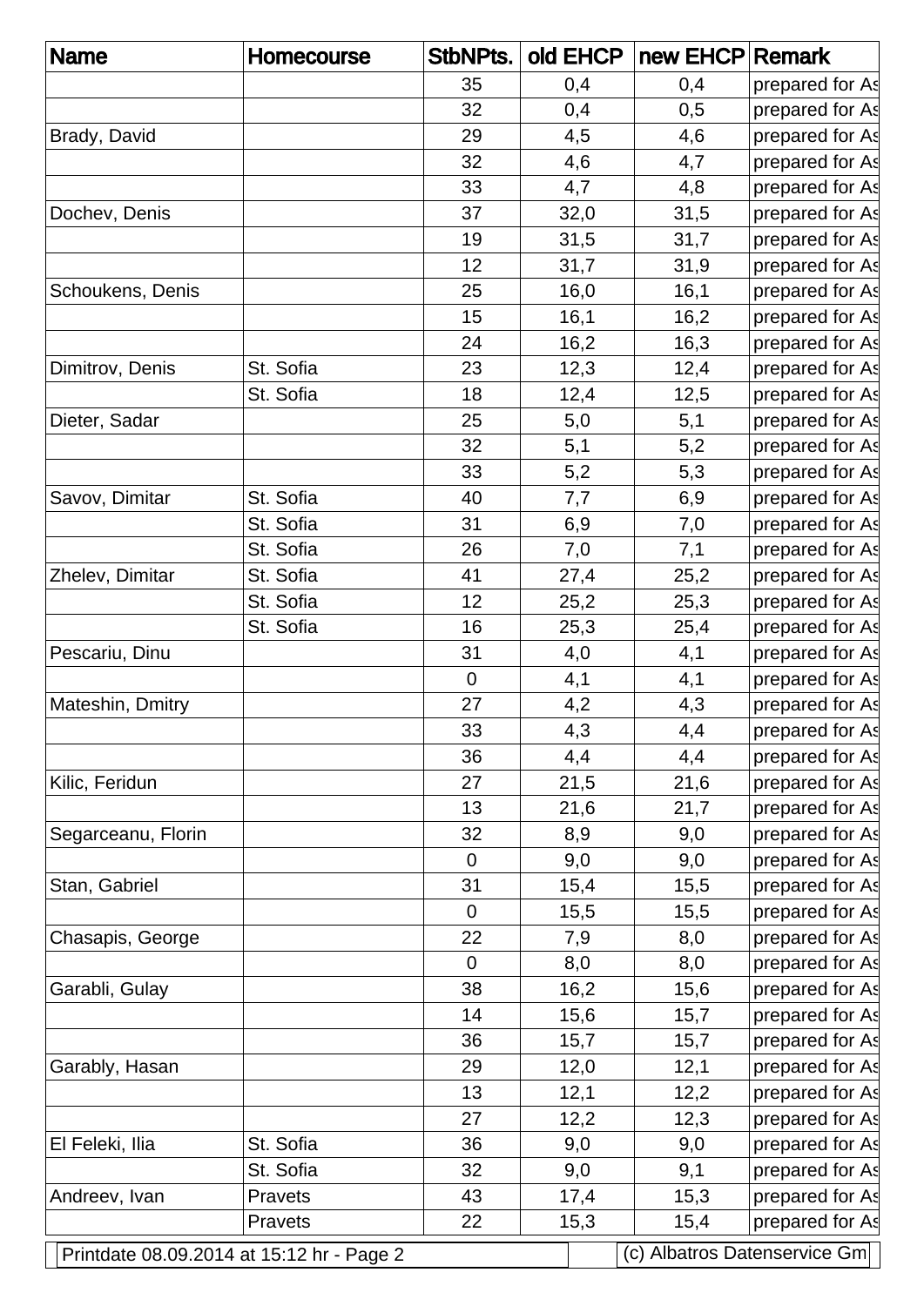| Name | Homecourse | StbNPts. | old EHCP | new EHCP | Remark |
|---|---|---|---|---|---|
| | | 35 | 0,4 | 0,4 | prepared for As |
| | | 32 | 0,4 | 0,5 | prepared for As |
| Brady, David | | 29 | 4,5 | 4,6 | prepared for As |
| | | 32 | 4,6 | 4,7 | prepared for As |
| | | 33 | 4,7 | 4,8 | prepared for As |
| Dochev, Denis | | 37 | 32,0 | 31,5 | prepared for As |
| | | 19 | 31,5 | 31,7 | prepared for As |
| | | 12 | 31,7 | 31,9 | prepared for As |
| Schoukens, Denis | | 25 | 16,0 | 16,1 | prepared for As |
| | | 15 | 16,1 | 16,2 | prepared for As |
| | | 24 | 16,2 | 16,3 | prepared for As |
| Dimitrov, Denis | St. Sofia | 23 | 12,3 | 12,4 | prepared for As |
| | St. Sofia | 18 | 12,4 | 12,5 | prepared for As |
| Dieter, Sadar | | 25 | 5,0 | 5,1 | prepared for As |
| | | 32 | 5,1 | 5,2 | prepared for As |
| | | 33 | 5,2 | 5,3 | prepared for As |
| Savov, Dimitar | St. Sofia | 40 | 7,7 | 6,9 | prepared for As |
| | St. Sofia | 31 | 6,9 | 7,0 | prepared for As |
| | St. Sofia | 26 | 7,0 | 7,1 | prepared for As |
| Zhelev, Dimitar | St. Sofia | 41 | 27,4 | 25,2 | prepared for As |
| | St. Sofia | 12 | 25,2 | 25,3 | prepared for As |
| | St. Sofia | 16 | 25,3 | 25,4 | prepared for As |
| Pescariu, Dinu | | 31 | 4,0 | 4,1 | prepared for As |
| | | 0 | 4,1 | 4,1 | prepared for As |
| Mateshin, Dmitry | | 27 | 4,2 | 4,3 | prepared for As |
| | | 33 | 4,3 | 4,4 | prepared for As |
| | | 36 | 4,4 | 4,4 | prepared for As |
| Kilic, Feridun | | 27 | 21,5 | 21,6 | prepared for As |
| | | 13 | 21,6 | 21,7 | prepared for As |
| Segarceanu, Florin | | 32 | 8,9 | 9,0 | prepared for As |
| | | 0 | 9,0 | 9,0 | prepared for As |
| Stan, Gabriel | | 31 | 15,4 | 15,5 | prepared for As |
| | | 0 | 15,5 | 15,5 | prepared for As |
| Chasapis, George | | 22 | 7,9 | 8,0 | prepared for As |
| | | 0 | 8,0 | 8,0 | prepared for As |
| Garabli, Gulay | | 38 | 16,2 | 15,6 | prepared for As |
| | | 14 | 15,6 | 15,7 | prepared for As |
| | | 36 | 15,7 | 15,7 | prepared for As |
| Garably, Hasan | | 29 | 12,0 | 12,1 | prepared for As |
| | | 13 | 12,1 | 12,2 | prepared for As |
| | | 27 | 12,2 | 12,3 | prepared for As |
| El Feleki, Ilia | St. Sofia | 36 | 9,0 | 9,0 | prepared for As |
| | St. Sofia | 32 | 9,0 | 9,1 | prepared for As |
| Andreev, Ivan | Pravets | 43 | 17,4 | 15,3 | prepared for As |
| | Pravets | 22 | 15,3 | 15,4 | prepared for As |

Printdate 08.09.2014 at 15:12 hr - Page 2 | (c) Albatros Datenservice Gm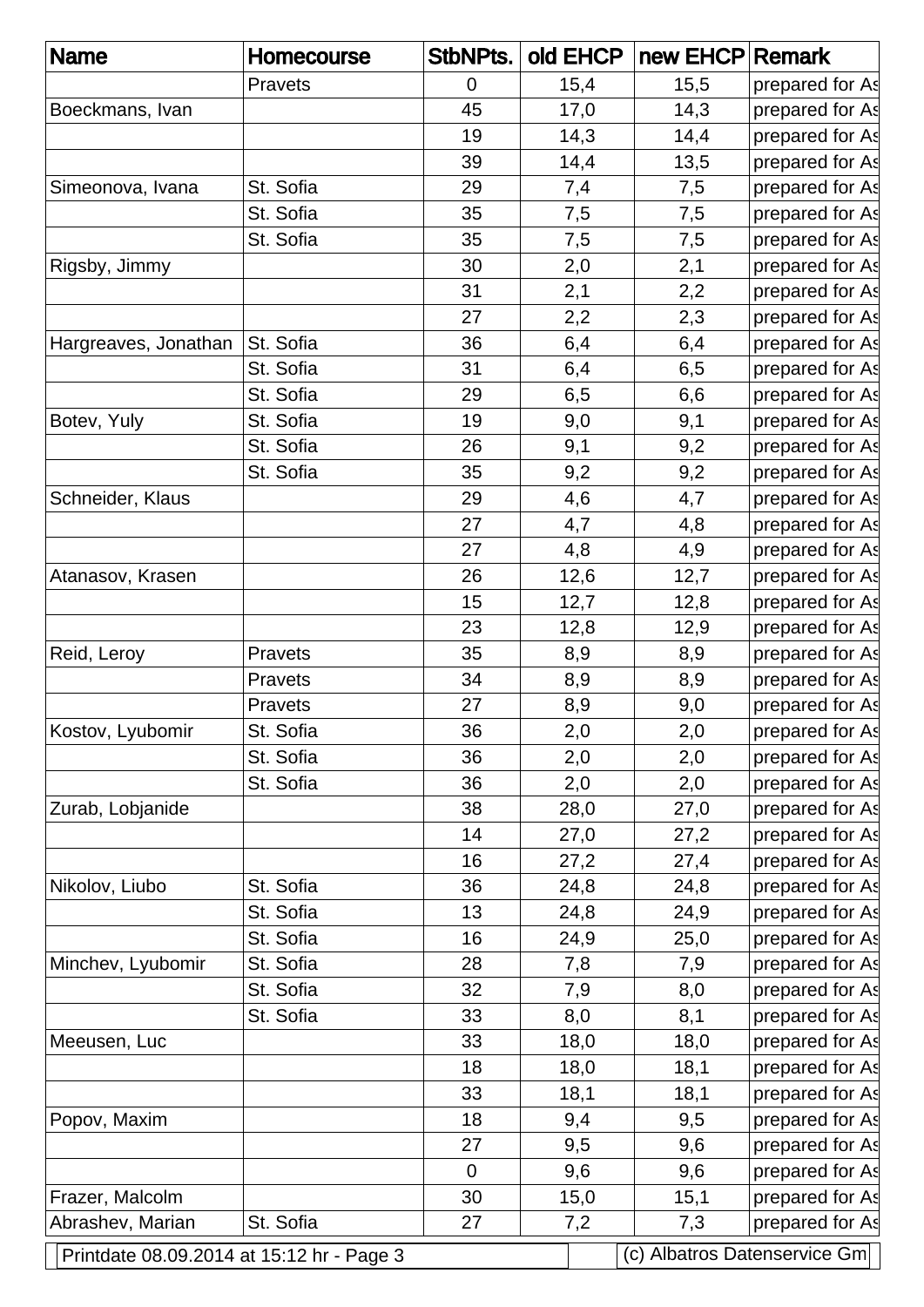| Name | Homecourse | StbNPts. | old EHCP | new EHCP | Remark |
|---|---|---|---|---|---|
| | Pravets | 0 | 15,4 | 15,5 | prepared for As |
| Boeckmans, Ivan | | 45 | 17,0 | 14,3 | prepared for As |
| | | 19 | 14,3 | 14,4 | prepared for As |
| | | 39 | 14,4 | 13,5 | prepared for As |
| Simeonova, Ivana | St. Sofia | 29 | 7,4 | 7,5 | prepared for As |
| | St. Sofia | 35 | 7,5 | 7,5 | prepared for As |
| | St. Sofia | 35 | 7,5 | 7,5 | prepared for As |
| Rigsby, Jimmy | | 30 | 2,0 | 2,1 | prepared for As |
| | | 31 | 2,1 | 2,2 | prepared for As |
| | | 27 | 2,2 | 2,3 | prepared for As |
| Hargreaves, Jonathan | St. Sofia | 36 | 6,4 | 6,4 | prepared for As |
| | St. Sofia | 31 | 6,4 | 6,5 | prepared for As |
| | St. Sofia | 29 | 6,5 | 6,6 | prepared for As |
| Botev, Yuly | St. Sofia | 19 | 9,0 | 9,1 | prepared for As |
| | St. Sofia | 26 | 9,1 | 9,2 | prepared for As |
| | St. Sofia | 35 | 9,2 | 9,2 | prepared for As |
| Schneider, Klaus | | 29 | 4,6 | 4,7 | prepared for As |
| | | 27 | 4,7 | 4,8 | prepared for As |
| | | 27 | 4,8 | 4,9 | prepared for As |
| Atanasov, Krasen | | 26 | 12,6 | 12,7 | prepared for As |
| | | 15 | 12,7 | 12,8 | prepared for As |
| | | 23 | 12,8 | 12,9 | prepared for As |
| Reid, Leroy | Pravets | 35 | 8,9 | 8,9 | prepared for As |
| | Pravets | 34 | 8,9 | 8,9 | prepared for As |
| | Pravets | 27 | 8,9 | 9,0 | prepared for As |
| Kostov, Lyubomir | St. Sofia | 36 | 2,0 | 2,0 | prepared for As |
| | St. Sofia | 36 | 2,0 | 2,0 | prepared for As |
| | St. Sofia | 36 | 2,0 | 2,0 | prepared for As |
| Zurab, Lobjanide | | 38 | 28,0 | 27,0 | prepared for As |
| | | 14 | 27,0 | 27,2 | prepared for As |
| | | 16 | 27,2 | 27,4 | prepared for As |
| Nikolov, Liubo | St. Sofia | 36 | 24,8 | 24,8 | prepared for As |
| | St. Sofia | 13 | 24,8 | 24,9 | prepared for As |
| | St. Sofia | 16 | 24,9 | 25,0 | prepared for As |
| Minchev, Lyubomir | St. Sofia | 28 | 7,8 | 7,9 | prepared for As |
| | St. Sofia | 32 | 7,9 | 8,0 | prepared for As |
| | St. Sofia | 33 | 8,0 | 8,1 | prepared for As |
| Meeusen, Luc | | 33 | 18,0 | 18,0 | prepared for As |
| | | 18 | 18,0 | 18,1 | prepared for As |
| | | 33 | 18,1 | 18,1 | prepared for As |
| Popov, Maxim | | 18 | 9,4 | 9,5 | prepared for As |
| | | 27 | 9,5 | 9,6 | prepared for As |
| | | 0 | 9,6 | 9,6 | prepared for As |
| Frazer, Malcolm | | 30 | 15,0 | 15,1 | prepared for As |
| Abrashev, Marian | St. Sofia | 27 | 7,2 | 7,3 | prepared for As |

Printdate 08.09.2014 at 15:12 hr - Page 3 (c) Albatros Datenservice Gm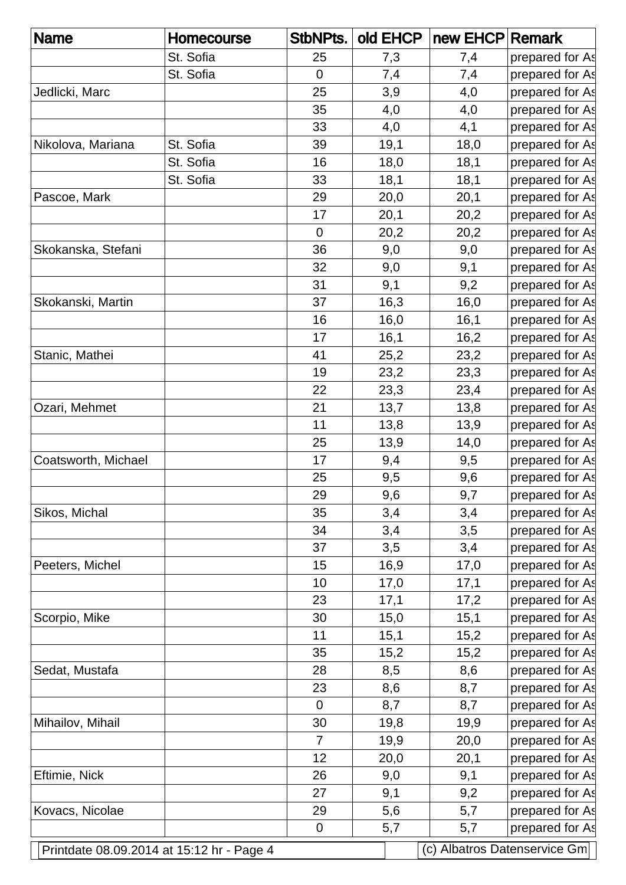| Name | Homecourse | StbNPts. | old EHCP | new EHCP | Remark |
|---|---|---|---|---|---|
| | St. Sofia | 25 | 7,3 | 7,4 | prepared for As |
| | St. Sofia | 0 | 7,4 | 7,4 | prepared for As |
| Jedlicki, Marc | | 25 | 3,9 | 4,0 | prepared for As |
| | | 35 | 4,0 | 4,0 | prepared for As |
| | | 33 | 4,0 | 4,1 | prepared for As |
| Nikolova, Mariana | St. Sofia | 39 | 19,1 | 18,0 | prepared for As |
| | St. Sofia | 16 | 18,0 | 18,1 | prepared for As |
| | St. Sofia | 33 | 18,1 | 18,1 | prepared for As |
| Pascoe, Mark | | 29 | 20,0 | 20,1 | prepared for As |
| | | 17 | 20,1 | 20,2 | prepared for As |
| | | 0 | 20,2 | 20,2 | prepared for As |
| Skokanska, Stefani | | 36 | 9,0 | 9,0 | prepared for As |
| | | 32 | 9,0 | 9,1 | prepared for As |
| | | 31 | 9,1 | 9,2 | prepared for As |
| Skokanski, Martin | | 37 | 16,3 | 16,0 | prepared for As |
| | | 16 | 16,0 | 16,1 | prepared for As |
| | | 17 | 16,1 | 16,2 | prepared for As |
| Stanic, Mathei | | 41 | 25,2 | 23,2 | prepared for As |
| | | 19 | 23,2 | 23,3 | prepared for As |
| | | 22 | 23,3 | 23,4 | prepared for As |
| Ozari, Mehmet | | 21 | 13,7 | 13,8 | prepared for As |
| | | 11 | 13,8 | 13,9 | prepared for As |
| | | 25 | 13,9 | 14,0 | prepared for As |
| Coatsworth, Michael | | 17 | 9,4 | 9,5 | prepared for As |
| | | 25 | 9,5 | 9,6 | prepared for As |
| | | 29 | 9,6 | 9,7 | prepared for As |
| Sikos, Michal | | 35 | 3,4 | 3,4 | prepared for As |
| | | 34 | 3,4 | 3,5 | prepared for As |
| | | 37 | 3,5 | 3,4 | prepared for As |
| Peeters, Michel | | 15 | 16,9 | 17,0 | prepared for As |
| | | 10 | 17,0 | 17,1 | prepared for As |
| | | 23 | 17,1 | 17,2 | prepared for As |
| Scorpio, Mike | | 30 | 15,0 | 15,1 | prepared for As |
| | | 11 | 15,1 | 15,2 | prepared for As |
| | | 35 | 15,2 | 15,2 | prepared for As |
| Sedat, Mustafa | | 28 | 8,5 | 8,6 | prepared for As |
| | | 23 | 8,6 | 8,7 | prepared for As |
| | | 0 | 8,7 | 8,7 | prepared for As |
| Mihailov, Mihail | | 30 | 19,8 | 19,9 | prepared for As |
| | | 7 | 19,9 | 20,0 | prepared for As |
| | | 12 | 20,0 | 20,1 | prepared for As |
| Eftimie, Nick | | 26 | 9,0 | 9,1 | prepared for As |
| | | 27 | 9,1 | 9,2 | prepared for As |
| Kovacs, Nicolae | | 29 | 5,6 | 5,7 | prepared for As |
| | | 0 | 5,7 | 5,7 | prepared for As |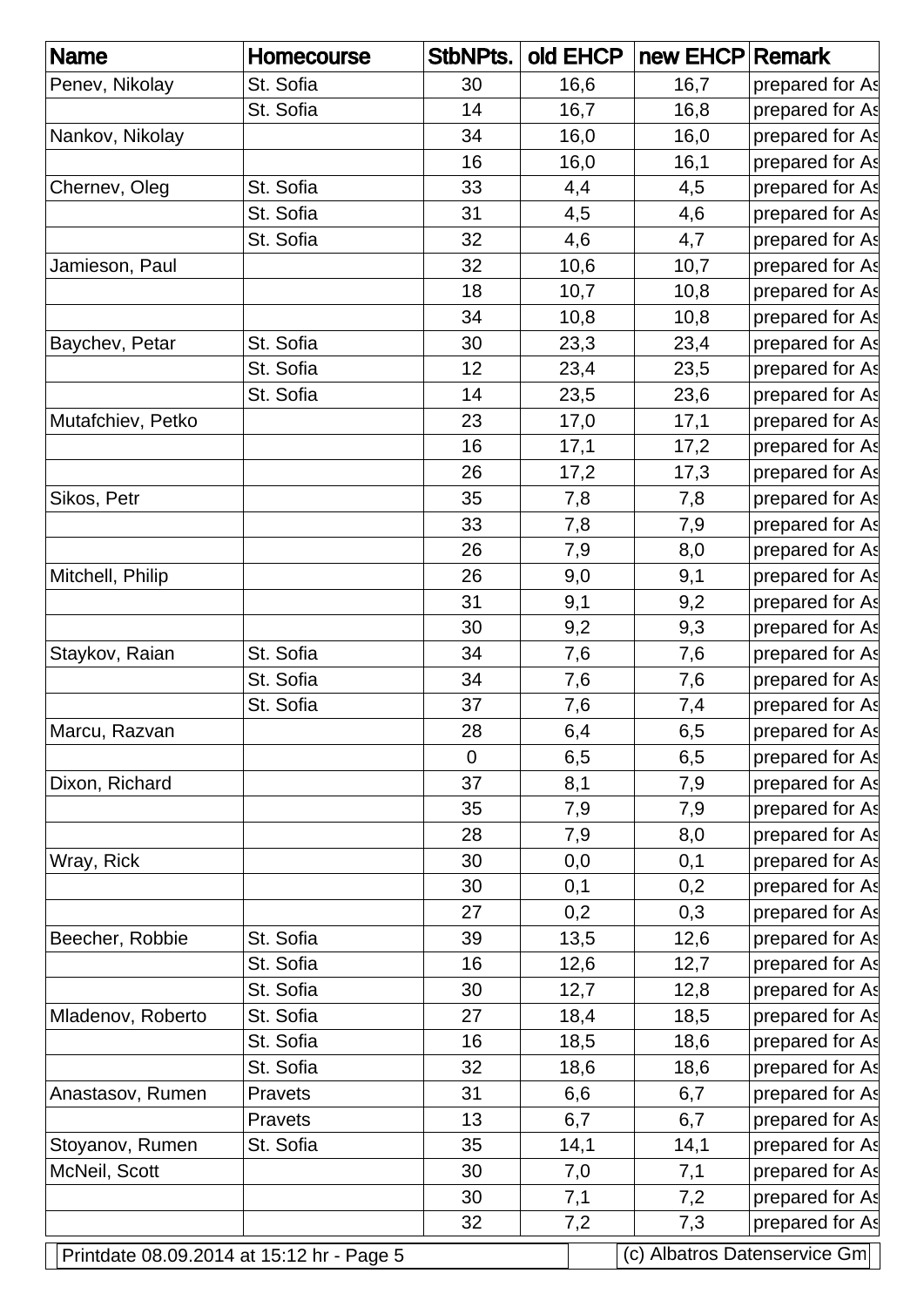| Name | Homecourse | StbNPts. | old EHCP | new EHCP | Remark |
|---|---|---|---|---|---|
| Penev, Nikolay | St. Sofia | 30 | 16,6 | 16,7 | prepared for As |
| | St. Sofia | 14 | 16,7 | 16,8 | prepared for As |
| Nankov, Nikolay | | 34 | 16,0 | 16,0 | prepared for As |
| | | 16 | 16,0 | 16,1 | prepared for As |
| Chernev, Oleg | St. Sofia | 33 | 4,4 | 4,5 | prepared for As |
| | St. Sofia | 31 | 4,5 | 4,6 | prepared for As |
| | St. Sofia | 32 | 4,6 | 4,7 | prepared for As |
| Jamieson, Paul | | 32 | 10,6 | 10,7 | prepared for As |
| | | 18 | 10,7 | 10,8 | prepared for As |
| | | 34 | 10,8 | 10,8 | prepared for As |
| Baychev, Petar | St. Sofia | 30 | 23,3 | 23,4 | prepared for As |
| | St. Sofia | 12 | 23,4 | 23,5 | prepared for As |
| | St. Sofia | 14 | 23,5 | 23,6 | prepared for As |
| Mutafchiev, Petko | | 23 | 17,0 | 17,1 | prepared for As |
| | | 16 | 17,1 | 17,2 | prepared for As |
| | | 26 | 17,2 | 17,3 | prepared for As |
| Sikos, Petr | | 35 | 7,8 | 7,8 | prepared for As |
| | | 33 | 7,8 | 7,9 | prepared for As |
| | | 26 | 7,9 | 8,0 | prepared for As |
| Mitchell, Philip | | 26 | 9,0 | 9,1 | prepared for As |
| | | 31 | 9,1 | 9,2 | prepared for As |
| | | 30 | 9,2 | 9,3 | prepared for As |
| Staykov, Raian | St. Sofia | 34 | 7,6 | 7,6 | prepared for As |
| | St. Sofia | 34 | 7,6 | 7,6 | prepared for As |
| | St. Sofia | 37 | 7,6 | 7,4 | prepared for As |
| Marcu, Razvan | | 28 | 6,4 | 6,5 | prepared for As |
| | | 0 | 6,5 | 6,5 | prepared for As |
| Dixon, Richard | | 37 | 8,1 | 7,9 | prepared for As |
| | | 35 | 7,9 | 7,9 | prepared for As |
| | | 28 | 7,9 | 8,0 | prepared for As |
| Wray, Rick | | 30 | 0,0 | 0,1 | prepared for As |
| | | 30 | 0,1 | 0,2 | prepared for As |
| | | 27 | 0,2 | 0,3 | prepared for As |
| Beecher, Robbie | St. Sofia | 39 | 13,5 | 12,6 | prepared for As |
| | St. Sofia | 16 | 12,6 | 12,7 | prepared for As |
| | St. Sofia | 30 | 12,7 | 12,8 | prepared for As |
| Mladenov, Roberto | St. Sofia | 27 | 18,4 | 18,5 | prepared for As |
| | St. Sofia | 16 | 18,5 | 18,6 | prepared for As |
| | St. Sofia | 32 | 18,6 | 18,6 | prepared for As |
| Anastasov, Rumen | Pravets | 31 | 6,6 | 6,7 | prepared for As |
| | Pravets | 13 | 6,7 | 6,7 | prepared for As |
| Stoyanov, Rumen | St. Sofia | 35 | 14,1 | 14,1 | prepared for As |
| McNeil, Scott | | 30 | 7,0 | 7,1 | prepared for As |
| | | 30 | 7,1 | 7,2 | prepared for As |
| | | 32 | 7,2 | 7,3 | prepared for As |

Printdate 08.09.2014 at 15:12 hr - Page 5 | (c) Albatros Datenservice Gm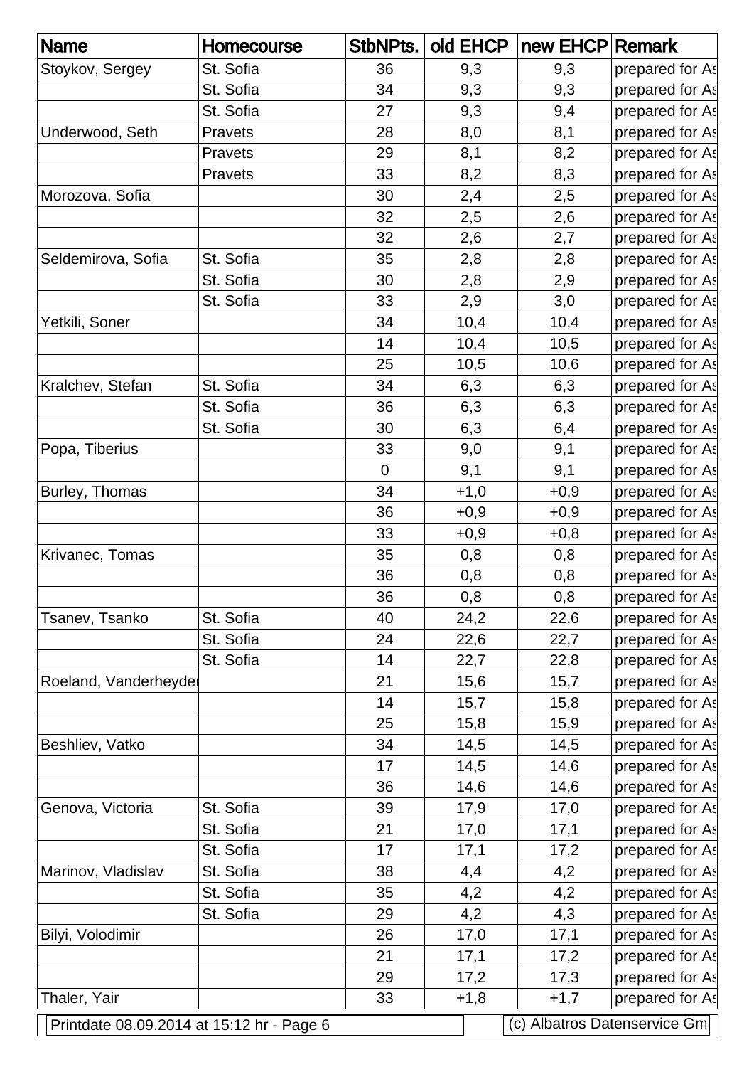| Name | Homecourse | StbNPts. | old EHCP | new EHCP | Remark |
| --- | --- | --- | --- | --- | --- |
| Stoykov, Sergey | St. Sofia | 36 | 9,3 | 9,3 | prepared for As |
| | St. Sofia | 34 | 9,3 | 9,3 | prepared for As |
| | St. Sofia | 27 | 9,3 | 9,4 | prepared for As |
| Underwood, Seth | Pravets | 28 | 8,0 | 8,1 | prepared for As |
| | Pravets | 29 | 8,1 | 8,2 | prepared for As |
| | Pravets | 33 | 8,2 | 8,3 | prepared for As |
| Morozova, Sofia | | 30 | 2,4 | 2,5 | prepared for As |
| | | 32 | 2,5 | 2,6 | prepared for As |
| | | 32 | 2,6 | 2,7 | prepared for As |
| Seldemirova, Sofia | St. Sofia | 35 | 2,8 | 2,8 | prepared for As |
| | St. Sofia | 30 | 2,8 | 2,9 | prepared for As |
| | St. Sofia | 33 | 2,9 | 3,0 | prepared for As |
| Yetkili, Soner | | 34 | 10,4 | 10,4 | prepared for As |
| | | 14 | 10,4 | 10,5 | prepared for As |
| | | 25 | 10,5 | 10,6 | prepared for As |
| Kralchev, Stefan | St. Sofia | 34 | 6,3 | 6,3 | prepared for As |
| | St. Sofia | 36 | 6,3 | 6,3 | prepared for As |
| | St. Sofia | 30 | 6,3 | 6,4 | prepared for As |
| Popa, Tiberius | | 33 | 9,0 | 9,1 | prepared for As |
| | | 0 | 9,1 | 9,1 | prepared for As |
| Burley, Thomas | | 34 | +1,0 | +0,9 | prepared for As |
| | | 36 | +0,9 | +0,9 | prepared for As |
| | | 33 | +0,9 | +0,8 | prepared for As |
| Krivanec, Tomas | | 35 | 0,8 | 0,8 | prepared for As |
| | | 36 | 0,8 | 0,8 | prepared for As |
| | | 36 | 0,8 | 0,8 | prepared for As |
| Tsanev, Tsanko | St. Sofia | 40 | 24,2 | 22,6 | prepared for As |
| | St. Sofia | 24 | 22,6 | 22,7 | prepared for As |
| | St. Sofia | 14 | 22,7 | 22,8 | prepared for As |
| Roeland, Vanderheyder | | 21 | 15,6 | 15,7 | prepared for As |
| | | 14 | 15,7 | 15,8 | prepared for As |
| | | 25 | 15,8 | 15,9 | prepared for As |
| Beshliev, Vatko | | 34 | 14,5 | 14,5 | prepared for As |
| | | 17 | 14,5 | 14,6 | prepared for As |
| | | 36 | 14,6 | 14,6 | prepared for As |
| Genova, Victoria | St. Sofia | 39 | 17,9 | 17,0 | prepared for As |
| | St. Sofia | 21 | 17,0 | 17,1 | prepared for As |
| | St. Sofia | 17 | 17,1 | 17,2 | prepared for As |
| Marinov, Vladislav | St. Sofia | 38 | 4,4 | 4,2 | prepared for As |
| | St. Sofia | 35 | 4,2 | 4,2 | prepared for As |
| | St. Sofia | 29 | 4,2 | 4,3 | prepared for As |
| Bilyi, Volodimir | | 26 | 17,0 | 17,1 | prepared for As |
| | | 21 | 17,1 | 17,2 | prepared for As |
| | | 29 | 17,2 | 17,3 | prepared for As |
| Thaler, Yair | | 33 | +1,8 | +1,7 | prepared for As |

Printdate 08.09.2014 at 15:12 hr - Page 6 (c) Albatros Datenservice Gm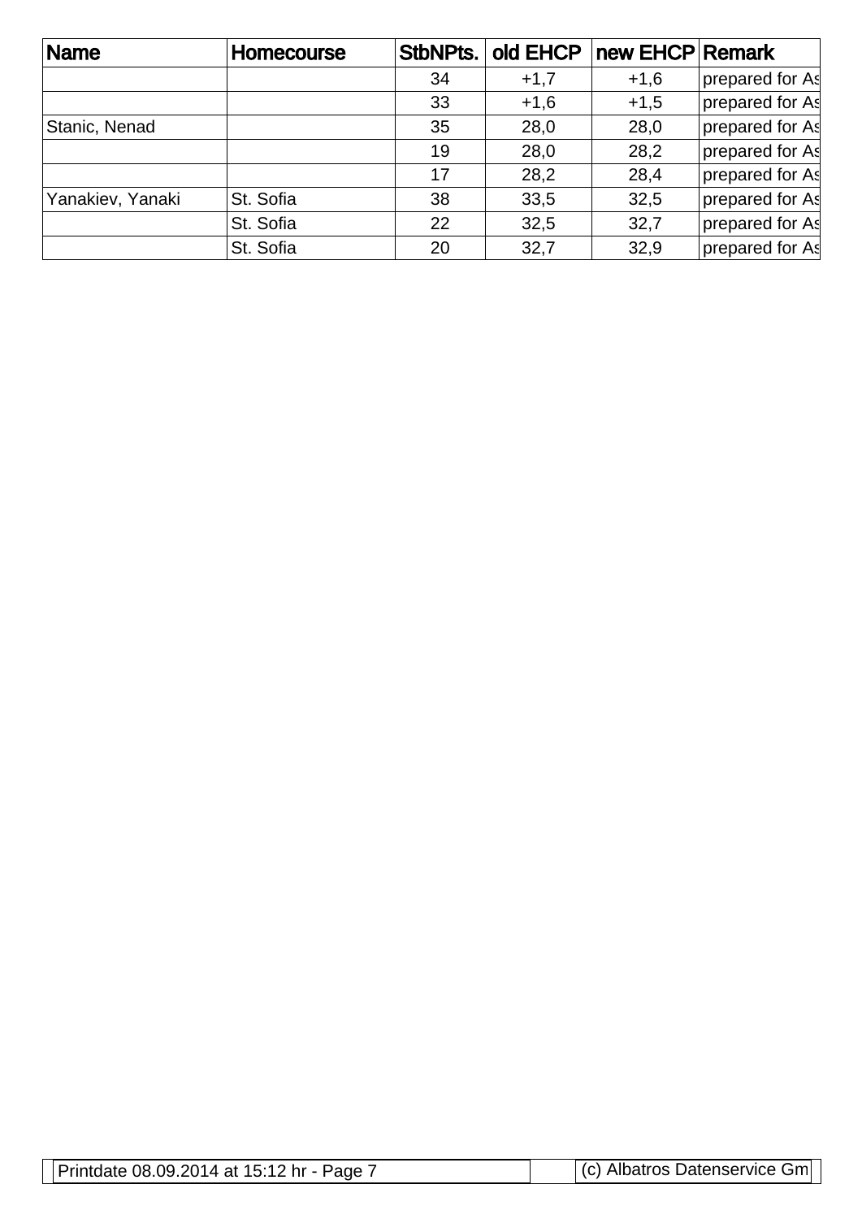| Name | Homecourse | StbNPts. | old EHCP | new EHCP | Remark |
|---|---|---|---|---|---|
| | | 34 | +1,7 | +1,6 | prepared for As |
| | | 33 | +1,6 | +1,5 | prepared for As |
| Stanic, Nenad | | 35 | 28,0 | 28,0 | prepared for As |
| | | 19 | 28,0 | 28,2 | prepared for As |
| | | 17 | 28,2 | 28,4 | prepared for As |
| Yanakiev, Yanaki | St. Sofia | 38 | 33,5 | 32,5 | prepared for As |
| | St. Sofia | 22 | 32,5 | 32,7 | prepared for As |
| | St. Sofia | 20 | 32,7 | 32,9 | prepared for As |

Printdate 08.09.2014 at 15:12 hr - Page 7

(c) Albatros Datenservice Gm